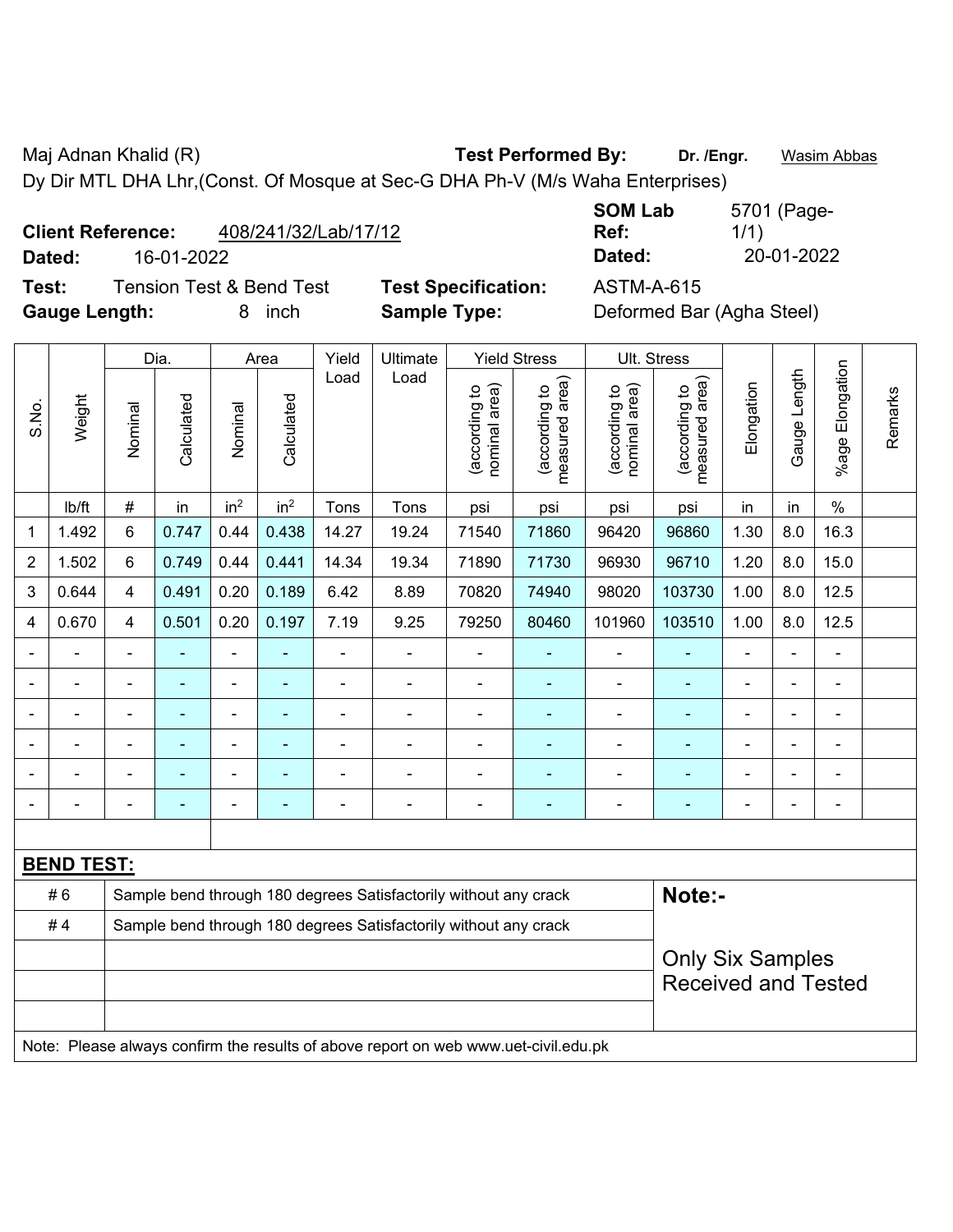Maj Adnan Khalid (R) **Test Performed By:** **Dr. /Engr.** Wasim Abbas

Dy Dir MTL DHA Lhr,(Const. Of Mosque at Sec-G DHA Ph-V (M/s Waha Enterprises)

**Client Reference:** 408/241/32/Lab/17/12 **SOM Lab Ref:** 5701 (Page-1/1)

**Dated:** 16-01-2022 **Dated:** 20-01-2022

**Test:** Tension Test & Bend Test **Test Specification:** ASTM-A-615

**Gauge Length:** 8 inch **Sample Type:** Deformed Bar (Agha Steel)

| S.No. | Weight | Dia. | | Area | | Yield Load | Ultimate Load | Yield Stress | | Ult. Stress | | Elongation | Gauge Length | %age Elongation | Remarks |
|---|---|---|---|---|---|---|---|---|---|---|---|---|---|---|---|
| | | Nominal | Calculated | Nominal | Calculated | | | (according to nominal area) | (according to measured area) | (according to nominal area) | (according to measured area) | | | | |
| | lb/ft | # | in | $in^2$ | $in^2$ | Tons | Tons | psi | psi | psi | psi | in | in | % | |
| 1 | 1.492 | 6 | 0.747 | 0.44 | 0.438 | 14.27 | 19.24 | 71540 | 71860 | 96420 | 96860 | 1.30 | 8.0 | 16.3 | |
| 2 | 1.502 | 6 | 0.749 | 0.44 | 0.441 | 14.34 | 19.34 | 71890 | 71730 | 96930 | 96710 | 1.20 | 8.0 | 15.0 | |
| 3 | 0.644 | 4 | 0.491 | 0.20 | 0.189 | 6.42 | 8.89 | 70820 | 74940 | 98020 | 103730 | 1.00 | 8.0 | 12.5 | |
| 4 | 0.670 | 4 | 0.501 | 0.20 | 0.197 | 7.19 | 9.25 | 79250 | 80460 | 101960 | 103510 | 1.00 | 8.0 | 12.5 | |
| - | - | - | - | - | - | - | - | - | - | - | - | - | - | - | |
| - | - | - | - | - | - | - | - | - | - | - | - | - | - | - | |
| - | - | - | - | - | - | - | - | - | - | - | - | - | - | - | |
| - | - | - | - | - | - | - | - | - | - | - | - | - | - | - | |
| - | - | - | - | - | - | - | - | - | - | - | - | - | - | - | |
| - | - | - | - | - | - | - | - | - | - | - | - | - | - | - | |

**BEND TEST:**

| | | |
|---|---|---|
| # 6 | Sample bend through 180 degrees Satisfactorily without any crack | **Note:-** |
| # 4 | Sample bend through 180 degrees Satisfactorily without any crack | Only Six Samples Received and Tested |

Note: Please always confirm the results of above report on web www.uet-civil.edu.pk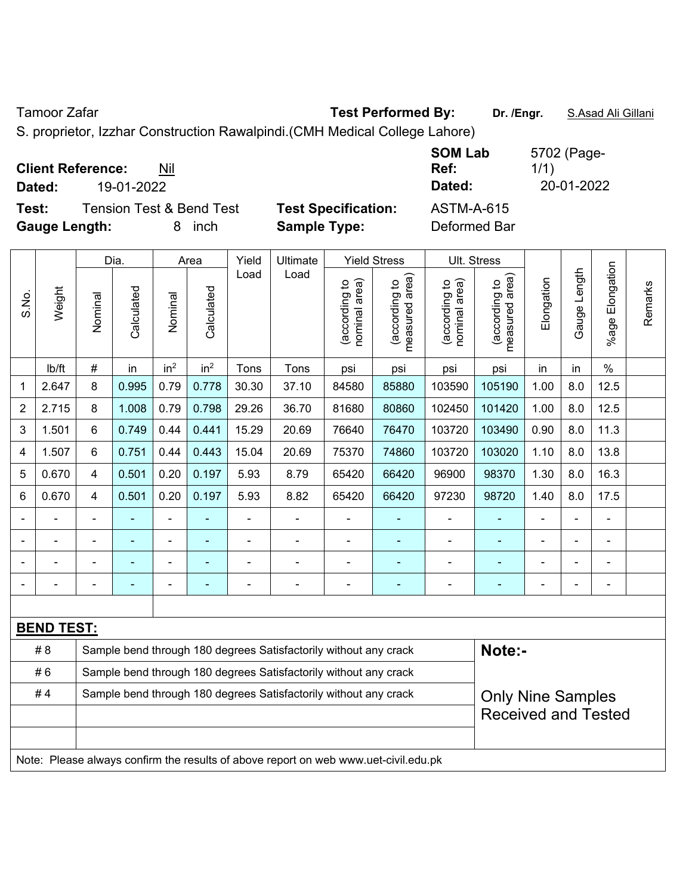Tamoor Zafar

S. proprietor, Izzhar Construction Rawalpindi.(CMH Medical College Lahore)

**Test Performed By:** **Dr. /Engr.** S.Asad Ali Gillani

**Client Reference:** Nil

**Dated:** 19-01-2022

**SOM Lab Ref:** 5702 (Page-1/1)

**Dated:** 20-01-2022

**Test:** Tension Test & Bend Test

**Test Specification:** ASTM-A-615

**Gauge Length:** 8 inch

**Sample Type:** Deformed Bar

| S.No. | Weight | Dia. | | Area | | Yield Load | Ultimate Load | Yield Stress | | Ult. Stress | | Elongation | Gauge Length | %age Elongation | Remarks |
|---|---|---|---|---|---|---|---|---|---|---|---|---|---|---|---|
| | | Nominal | Calculated | Nominal | Calculated | | | (according to nominal area) | (according to measured area) | (according to nominal area) | (according to measured area) | | | | |
| | lb/ft | # | in | in$^2$ | in$^2$ | Tons | Tons | psi | psi | psi | psi | in | in | % | |
| 1 | 2.647 | 8 | 0.995 | 0.79 | 0.778 | 30.30 | 37.10 | 84580 | 85880 | 103590 | 105190 | 1.00 | 8.0 | 12.5 | |
| 2 | 2.715 | 8 | 1.008 | 0.79 | 0.798 | 29.26 | 36.70 | 81680 | 80860 | 102450 | 101420 | 1.00 | 8.0 | 12.5 | |
| 3 | 1.501 | 6 | 0.749 | 0.44 | 0.441 | 15.29 | 20.69 | 76640 | 76470 | 103720 | 103490 | 0.90 | 8.0 | 11.3 | |
| 4 | 1.507 | 6 | 0.751 | 0.44 | 0.443 | 15.04 | 20.69 | 75370 | 74860 | 103720 | 103020 | 1.10 | 8.0 | 13.8 | |
| 5 | 0.670 | 4 | 0.501 | 0.20 | 0.197 | 5.93 | 8.79 | 65420 | 66420 | 96900 | 98370 | 1.30 | 8.0 | 16.3 | |
| 6 | 0.670 | 4 | 0.501 | 0.20 | 0.197 | 5.93 | 8.82 | 65420 | 66420 | 97230 | 98720 | 1.40 | 8.0 | 17.5 | |
| - | - | - | - | - | - | - | - | - | - | - | - | - | - | - | |
| - | - | - | - | - | - | - | - | - | - | - | - | - | - | - | |
| - | - | - | - | - | - | - | - | - | - | - | - | - | - | - | |
| - | - | - | - | - | - | - | - | - | - | - | - | - | - | - | |

**BEND TEST:**

| | |
|---|---|
| # 8 | Sample bend through 180 degrees Satisfactorily without any crack |
| # 6 | Sample bend through 180 degrees Satisfactorily without any crack |
| # 4 | Sample bend through 180 degrees Satisfactorily without any crack |

**Note:-**

Only Nine Samples Received and Tested

Note: Please always confirm the results of above report on web www.uet-civil.edu.pk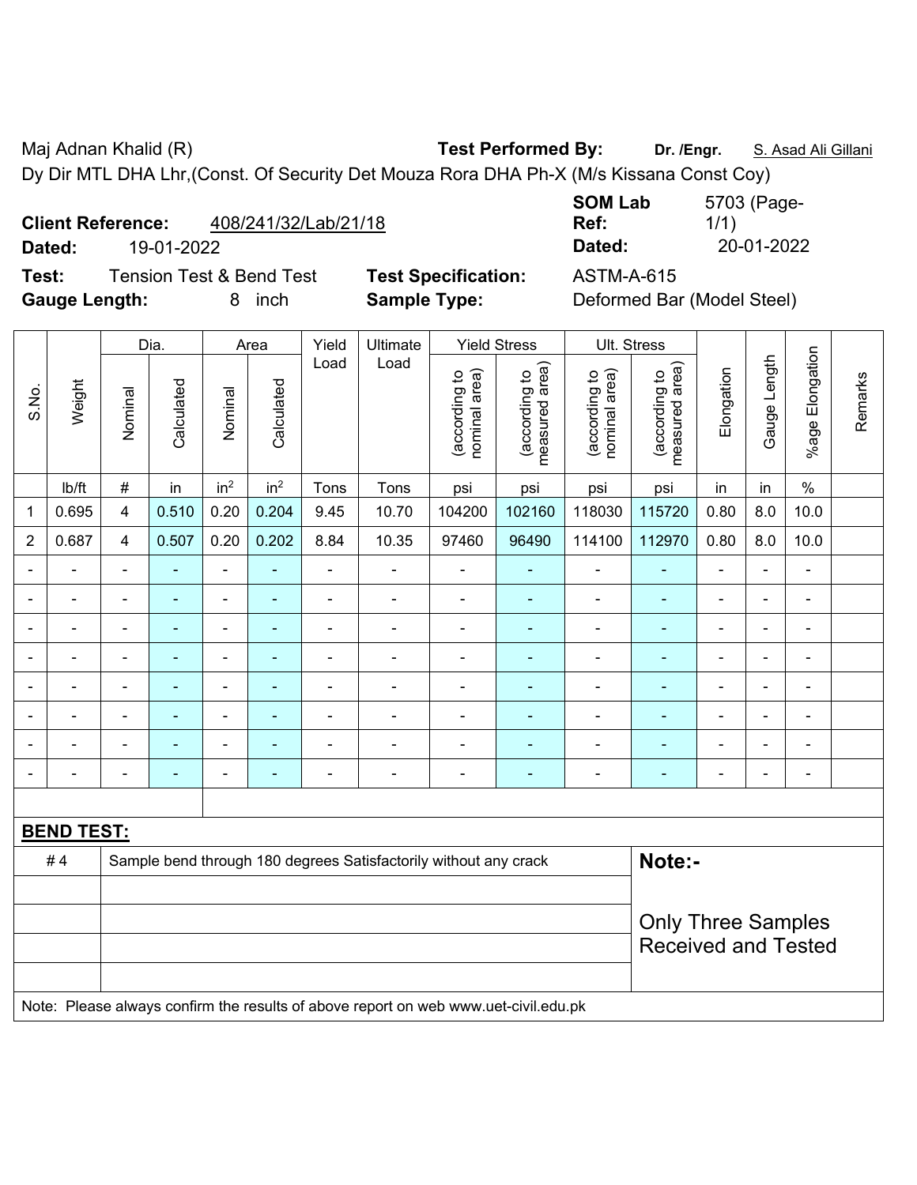Maj Adnan Khalid (R) **Test Performed By:** **Dr. /Engr.** S. Asad Ali Gillani

Dy Dir MTL DHA Lhr,(Const. Of Security Det Mouza Rora DHA Ph-X (M/s Kissana Const Coy)

**Client Reference:** 408/241/32/Lab/21/18 **SOM Lab Ref:** 5703 (Page-1/1)

**Dated:** 19-01-2022 **Dated:** 20-01-2022

**Test:** Tension Test & Bend Test **Test Specification:** ASTM-A-615

**Gauge Length:** 8 inch **Sample Type:** Deformed Bar (Model Steel)

| S.No. | Weight | Dia. | | Area | | Yield Load | Ultimate Load | Yield Stress | | Ult. Stress | | Elongation | Gauge Length | %age Elongation | Remarks |
|---|---|---|---|---|---|---|---|---|---|---|---|---|---|---|---|
| | | Nominal | Calculated | Nominal | Calculated | | | (according to nominal area) | (according to measured area) | (according to nominal area) | (according to measured area) | | | | |
| | lb/ft | # | in | $in^2$ | $in^2$ | Tons | Tons | psi | psi | psi | psi | in | in | % | |
| 1 | 0.695 | 4 | 0.510 | 0.20 | 0.204 | 9.45 | 10.70 | 104200 | 102160 | 118030 | 115720 | 0.80 | 8.0 | 10.0 | |
| 2 | 0.687 | 4 | 0.507 | 0.20 | 0.202 | 8.84 | 10.35 | 97460 | 96490 | 114100 | 112970 | 0.80 | 8.0 | 10.0 | |
| - | - | - | - | - | - | - | - | - | - | - | - | - | - | - | |
| - | - | - | - | - | - | - | - | - | - | - | - | - | - | - | |
| - | - | - | - | - | - | - | - | - | - | - | - | - | - | - | |
| - | - | - | - | - | - | - | - | - | - | - | - | - | - | - | |
| - | - | - | - | - | - | - | - | - | - | - | - | - | - | - | |
| - | - | - | - | - | - | - | - | - | - | - | - | - | - | - | |
| - | - | - | - | - | - | - | - | - | - | - | - | - | - | - | |
| - | - | - | - | - | - | - | - | - | - | - | - | - | - | - | |

**BEND TEST:**

| | | |
|---|---|---|
| # 4 | Sample bend through 180 degrees Satisfactorily without any crack | **Note:-** Only Three Samples Received and Tested |

Note: Please always confirm the results of above report on web www.uet-civil.edu.pk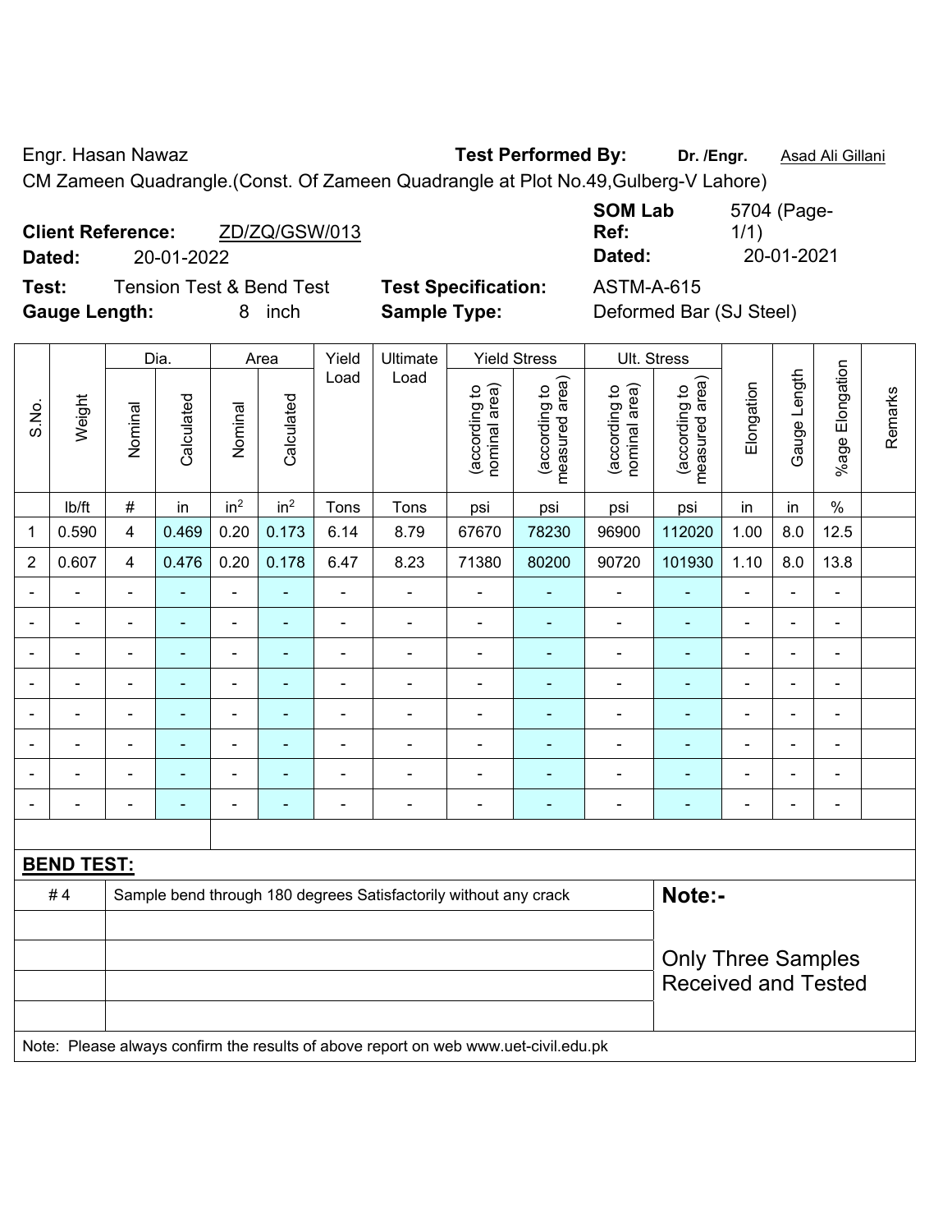Engr. Hasan Nawaz **Test Performed By:** **Dr. /Engr.** Asad Ali Gillani

CM Zameen Quadrangle.(Const. Of Zameen Quadrangle at Plot No.49,Gulberg-V Lahore)

**Client Reference:** ZD/ZQ/GSW/013 **SOM Lab Ref:** 5704 (Page-1/1)

**Dated:** 20-01-2022 **Dated:** 20-01-2021

**Test:** Tension Test & Bend Test **Test Specification:** ASTM-A-615

**Gauge Length:** 8 inch **Sample Type:** Deformed Bar (SJ Steel)

| S.No. | Weight | Dia. | | Area | | Yield Load | Ultimate Load | Yield Stress | | Ult. Stress | | Elongation | Gauge Length | %age Elongation | Remarks |
|---|---|---|---|---|---|---|---|---|---|---|---|---|---|---|---|
| | | Nominal | Calculated | Nominal | Calculated | | | (according to nominal area) | (according to measured area) | (according to nominal area) | (according to measured area) | | | | |
| | lb/ft | # | in | $in^2$ | $in^2$ | Tons | Tons | psi | psi | psi | psi | in | in | % | |
| 1 | 0.590 | 4 | 0.469 | 0.20 | 0.173 | 6.14 | 8.79 | 67670 | 78230 | 96900 | 112020 | 1.00 | 8.0 | 12.5 | |
| 2 | 0.607 | 4 | 0.476 | 0.20 | 0.178 | 6.47 | 8.23 | 71380 | 80200 | 90720 | 101930 | 1.10 | 8.0 | 13.8 | |
| - | - | - | - | - | - | - | - | - | - | - | - | - | - | - | |
| - | - | - | - | - | - | - | - | - | - | - | - | - | - | - | |
| - | - | - | - | - | - | - | - | - | - | - | - | - | - | - | |
| - | - | - | - | - | - | - | - | - | - | - | - | - | - | - | |
| - | - | - | - | - | - | - | - | - | - | - | - | - | - | - | |
| - | - | - | - | - | - | - | - | - | - | - | - | - | - | - | |
| - | - | - | - | - | - | - | - | - | - | - | - | - | - | - | |
| - | - | - | - | - | - | - | - | - | - | - | - | - | - | - | |

**BEND TEST:**

| | | |
|---|---|---|
| # 4 | Sample bend through 180 degrees Satisfactorily without any crack | **Note:-** |
| | | Only Three Samples Received and Tested |

Note: Please always confirm the results of above report on web www.uet-civil.edu.pk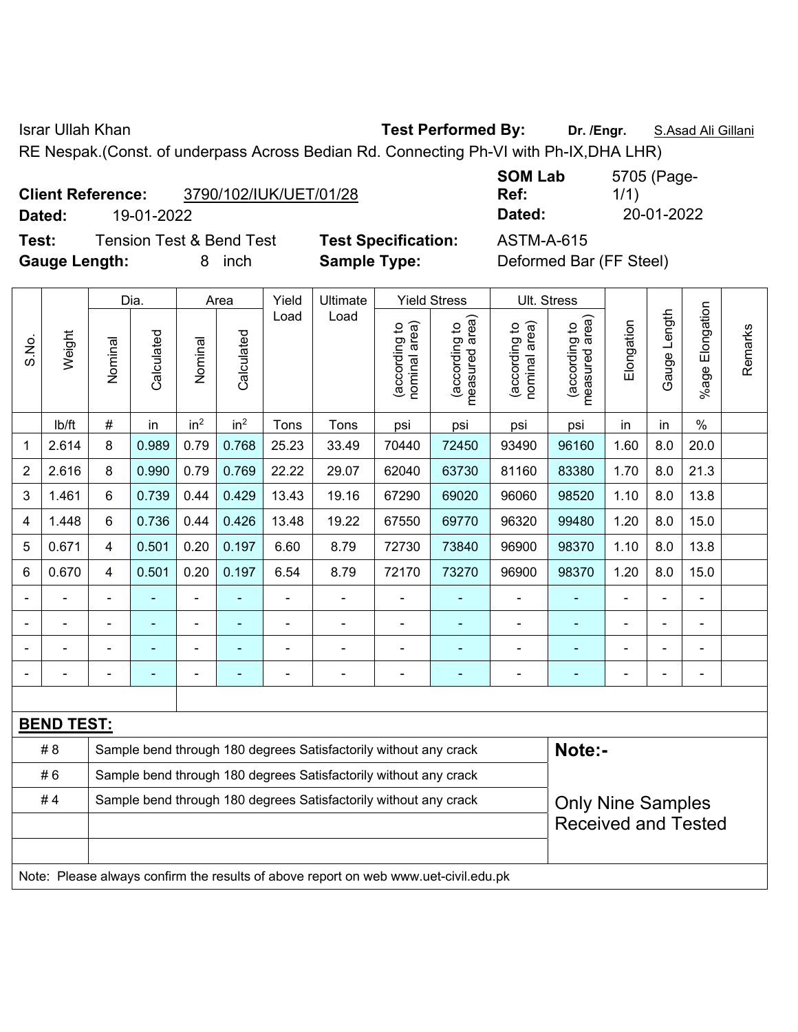Israr Ullah Khan **Test Performed By:** **Dr. /Engr.** S.Asad Ali Gillani

RE Nespak.(Const. of underpass Across Bedian Rd. Connecting Ph-VI with Ph-IX,DHA LHR)

**Client Reference:** 3790/102/IUK/UET/01/28 **SOM Lab Ref:** 5705 (Page-1/1)

**Dated:** 19-01-2022 **Dated:** 20-01-2022

**Test:** Tension Test & Bend Test **Test Specification:** ASTM-A-615

**Gauge Length:** 8 inch **Sample Type:** Deformed Bar (FF Steel)

| S.No. | Weight | Dia. | | Area | | Yield Load | Ultimate Load | Yield Stress | | Ult. Stress | | Elongation | Gauge Length | %age Elongation | Remarks |
|---|---|---|---|---|---|---|---|---|---|---|---|---|---|---|---|
| | | Nominal | Calculated | Nominal | Calculated | | | (according to nominal area) | (according to measured area) | (according to nominal area) | (according to measured area) | | | | |
| | lb/ft | # | in | in$^2$ | in$^2$ | Tons | Tons | psi | psi | psi | psi | in | in | % | |
| 1 | 2.614 | 8 | 0.989 | 0.79 | 0.768 | 25.23 | 33.49 | 70440 | 72450 | 93490 | 96160 | 1.60 | 8.0 | 20.0 | |
| 2 | 2.616 | 8 | 0.990 | 0.79 | 0.769 | 22.22 | 29.07 | 62040 | 63730 | 81160 | 83380 | 1.70 | 8.0 | 21.3 | |
| 3 | 1.461 | 6 | 0.739 | 0.44 | 0.429 | 13.43 | 19.16 | 67290 | 69020 | 96060 | 98520 | 1.10 | 8.0 | 13.8 | |
| 4 | 1.448 | 6 | 0.736 | 0.44 | 0.426 | 13.48 | 19.22 | 67550 | 69770 | 96320 | 99480 | 1.20 | 8.0 | 15.0 | |
| 5 | 0.671 | 4 | 0.501 | 0.20 | 0.197 | 6.60 | 8.79 | 72730 | 73840 | 96900 | 98370 | 1.10 | 8.0 | 13.8 | |
| 6 | 0.670 | 4 | 0.501 | 0.20 | 0.197 | 6.54 | 8.79 | 72170 | 73270 | 96900 | 98370 | 1.20 | 8.0 | 15.0 | |
| - | - | - | - | - | - | - | - | - | - | - | - | - | - | - | |
| - | - | - | - | - | - | - | - | - | - | - | - | - | - | - | |
| - | - | - | - | - | - | - | - | - | - | - | - | - | - | - | |
| - | - | - | - | - | - | - | - | - | - | - | - | - | - | - | |

**BEND TEST:**

| | | |
|---|---|---|
| # 8 | Sample bend through 180 degrees Satisfactorily without any crack | **Note:-** |
| # 6 | Sample bend through 180 degrees Satisfactorily without any crack | |
| # 4 | Sample bend through 180 degrees Satisfactorily without any crack | Only Nine Samples Received and Tested |
| | | |
| | | |

Note: Please always confirm the results of above report on web www.uet-civil.edu.pk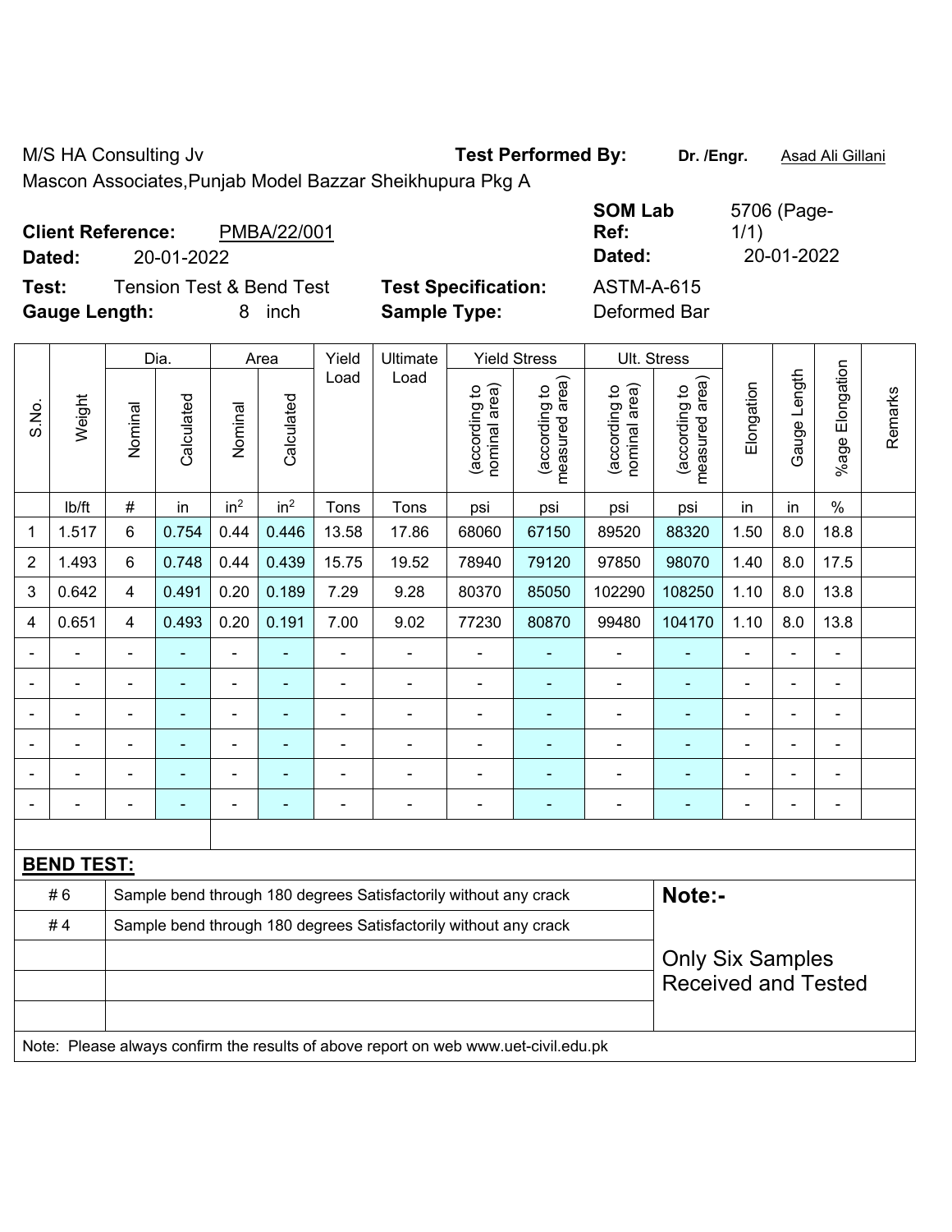M/S HA Consulting Jv

Mascon Associates,Punjab Model Bazzar Sheikhupura Pkg A

**Test Performed By:** **Dr. /Engr.** Asad Ali Gillani

**Client Reference:** PMBA/22/001

**Dated:** 20-01-2022

**SOM Lab Ref:** 5706 (Page-1/1)

**Dated:** 20-01-2022

**Test:** Tension Test & Bend Test

**Test Specification:** ASTM-A-615

**Gauge Length:** 8 inch

**Sample Type:** Deformed Bar

| S.No. | Weight | Dia. | | Area | | Yield Load | Ultimate Load | Yield Stress | | Ult. Stress | | Elongation | Gauge Length | %age Elongation | Remarks |
|---|---|---|---|---|---|---|---|---|---|---|---|---|---|---|---|
| | | Nominal | Calculated | Nominal | Calculated | | | (according to nominal area) | (according to measured area) | (according to nominal area) | (according to measured area) | | | | |
| | lb/ft | # | in | in² | in² | Tons | Tons | psi | psi | psi | psi | in | in | % | |
| 1 | 1.517 | 6 | 0.754 | 0.44 | 0.446 | 13.58 | 17.86 | 68060 | 67150 | 89520 | 88320 | 1.50 | 8.0 | 18.8 | |
| 2 | 1.493 | 6 | 0.748 | 0.44 | 0.439 | 15.75 | 19.52 | 78940 | 79120 | 97850 | 98070 | 1.40 | 8.0 | 17.5 | |
| 3 | 0.642 | 4 | 0.491 | 0.20 | 0.189 | 7.29 | 9.28 | 80370 | 85050 | 102290 | 108250 | 1.10 | 8.0 | 13.8 | |
| 4 | 0.651 | 4 | 0.493 | 0.20 | 0.191 | 7.00 | 9.02 | 77230 | 80870 | 99480 | 104170 | 1.10 | 8.0 | 13.8 | |
| - | - | - | - | - | - | - | - | - | - | - | - | - | - | - | |
| - | - | - | - | - | - | - | - | - | - | - | - | - | - | - | |
| - | - | - | - | - | - | - | - | - | - | - | - | - | - | - | |
| - | - | - | - | - | - | - | - | - | - | - | - | - | - | - | |
| - | - | - | - | - | - | - | - | - | - | - | - | - | - | - | |
| - | - | - | - | - | - | - | - | - | - | - | - | - | - | - | |

**BEND TEST:**

| | | |
|---|---|---|
| # 6 | Sample bend through 180 degrees Satisfactorily without any crack | **Note:-** |
| # 4 | Sample bend through 180 degrees Satisfactorily without any crack | Only Six Samples Received and Tested |

Note: Please always confirm the results of above report on web www.uet-civil.edu.pk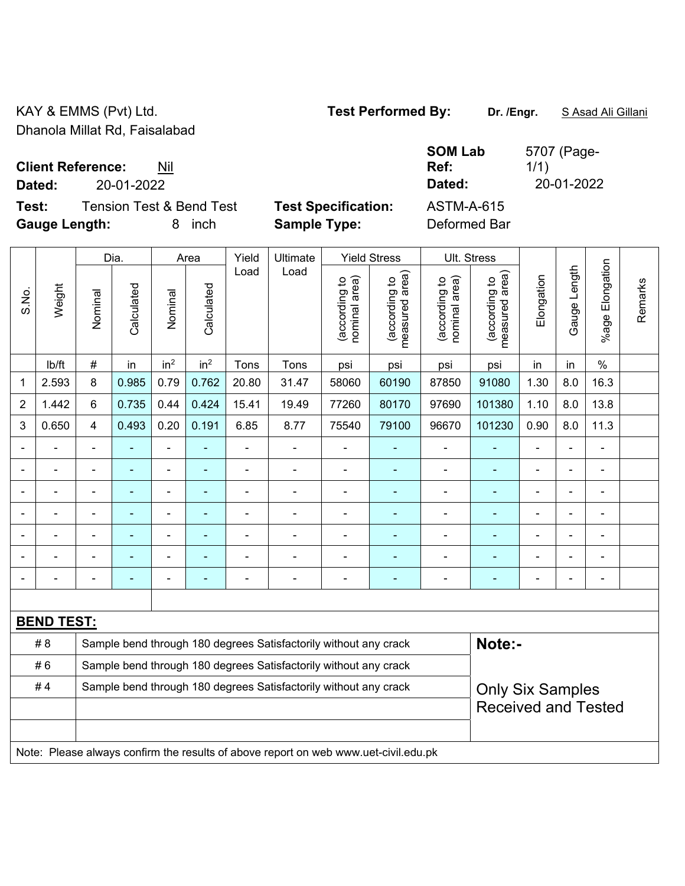KAY & EMMS (Pvt) Ltd.
Dhanola Millat Rd, Faisalabad

**Test Performed By:** **Dr. /Engr.** S Asad Ali Gillani

**Client Reference:** Nil
**Dated:** 20-01-2022

**SOM Lab Ref:** 5707 (Page-1/1)
**Dated:** 20-01-2022

**Test:** Tension Test & Bend Test
**Gauge Length:** 8 inch

**Test Specification:** ASTM-A-615
**Sample Type:** Deformed Bar

| S.No. | Weight | Dia. | | Area | | Yield Load | Ultimate Load | Yield Stress | | Ult. Stress | | Elongation | Gauge Length | %age Elongation | Remarks |
|---|---|---|---|---|---|---|---|---|---|---|---|---|---|---|---|
| | | Nominal | Calculated | Nominal | Calculated | | | (according to nominal area) | (according to measured area) | (according to nominal area) | (according to measured area) | | | | |
| | lb/ft | # | in | $in^2$ | $in^2$ | Tons | Tons | psi | psi | psi | psi | in | in | % | |
| 1 | 2.593 | 8 | 0.985 | 0.79 | 0.762 | 20.80 | 31.47 | 58060 | 60190 | 87850 | 91080 | 1.30 | 8.0 | 16.3 | |
| 2 | 1.442 | 6 | 0.735 | 0.44 | 0.424 | 15.41 | 19.49 | 77260 | 80170 | 97690 | 101380 | 1.10 | 8.0 | 13.8 | |
| 3 | 0.650 | 4 | 0.493 | 0.20 | 0.191 | 6.85 | 8.77 | 75540 | 79100 | 96670 | 101230 | 0.90 | 8.0 | 11.3 | |
| - | - | - | - | - | - | - | - | - | - | - | - | - | - | - | |
| - | - | - | - | - | - | - | - | - | - | - | - | - | - | - | |
| - | - | - | - | - | - | - | - | - | - | - | - | - | - | - | |
| - | - | - | - | - | - | - | - | - | - | - | - | - | - | - | |
| - | - | - | - | - | - | - | - | - | - | - | - | - | - | - | |
| - | - | - | - | - | - | - | - | - | - | - | - | - | - | - | |
| - | - | - | - | - | - | - | - | - | - | - | - | - | - | - | |

**BEND TEST:**

| | | |
|---|---|---|
| # 8 | Sample bend through 180 degrees Satisfactorily without any crack | **Note:-** |
| # 6 | Sample bend through 180 degrees Satisfactorily without any crack | |
| # 4 | Sample bend through 180 degrees Satisfactorily without any crack | Only Six Samples Received and Tested |

Note: Please always confirm the results of above report on web www.uet-civil.edu.pk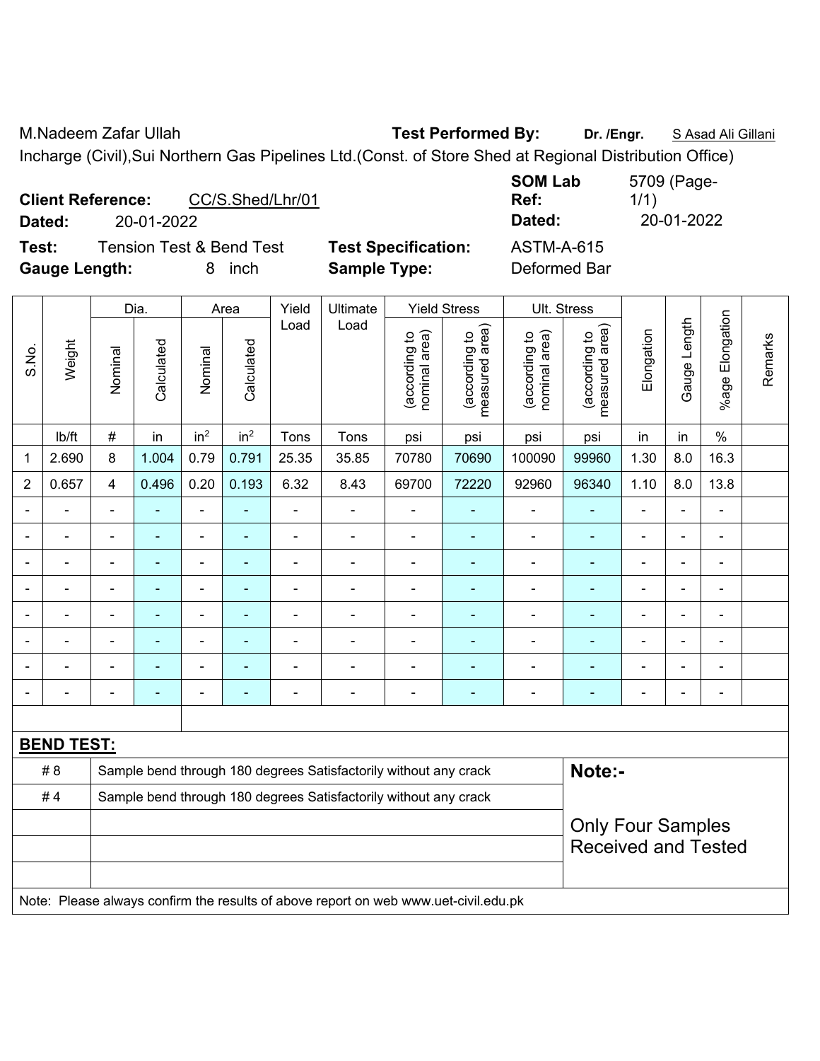M.Nadeem Zafar Ullah **Test Performed By:** **Dr. /Engr.** S Asad Ali Gillani

Incharge (Civil),Sui Northern Gas Pipelines Ltd.(Const. of Store Shed at Regional Distribution Office)

**Client Reference:** CC/S.Shed/Lhr/01 **SOM Lab Ref:** 5709 (Page-1/1)

**Dated:** 20-01-2022 **Dated:** 20-01-2022

**Test:** Tension Test & Bend Test **Test Specification:** ASTM-A-615

**Gauge Length:** 8 inch **Sample Type:** Deformed Bar

| S.No. | Weight | Dia. | | Area | | Yield Load | Ultimate Load | Yield Stress | | Ult. Stress | | Elongation | Gauge Length | %age Elongation | Remarks |
|---|---|---|---|---|---|---|---|---|---|---|---|---|---|---|---|
| | | Nominal | Calculated | Nominal | Calculated | | | (according to nominal area) | (according to measured area) | (according to nominal area) | (according to measured area) | | | | |
| | lb/ft | # | in | in² | in² | Tons | Tons | psi | psi | psi | psi | in | in | % | |
| 1 | 2.690 | 8 | 1.004 | 0.79 | 0.791 | 25.35 | 35.85 | 70780 | 70690 | 100090 | 99960 | 1.30 | 8.0 | 16.3 | |
| 2 | 0.657 | 4 | 0.496 | 0.20 | 0.193 | 6.32 | 8.43 | 69700 | 72220 | 92960 | 96340 | 1.10 | 8.0 | 13.8 | |
| - | - | - | - | - | - | - | - | - | - | - | - | - | - | - | |
| - | - | - | - | - | - | - | - | - | - | - | - | - | - | - | |
| - | - | - | - | - | - | - | - | - | - | - | - | - | - | - | |
| - | - | - | - | - | - | - | - | - | - | - | - | - | - | - | |
| - | - | - | - | - | - | - | - | - | - | - | - | - | - | - | |
| - | - | - | - | - | - | - | - | - | - | - | - | - | - | - | |
| - | - | - | - | - | - | - | - | - | - | - | - | - | - | - | |
| - | - | - | - | - | - | - | - | - | - | - | - | - | - | - | |

**BEND TEST:**

| | | |
|---|---|---|
| # 8 | Sample bend through 180 degrees Satisfactorily without any crack | **Note:-** |
| # 4 | Sample bend through 180 degrees Satisfactorily without any crack | Only Four Samples Received and Tested |

Note: Please always confirm the results of above report on web www.uet-civil.edu.pk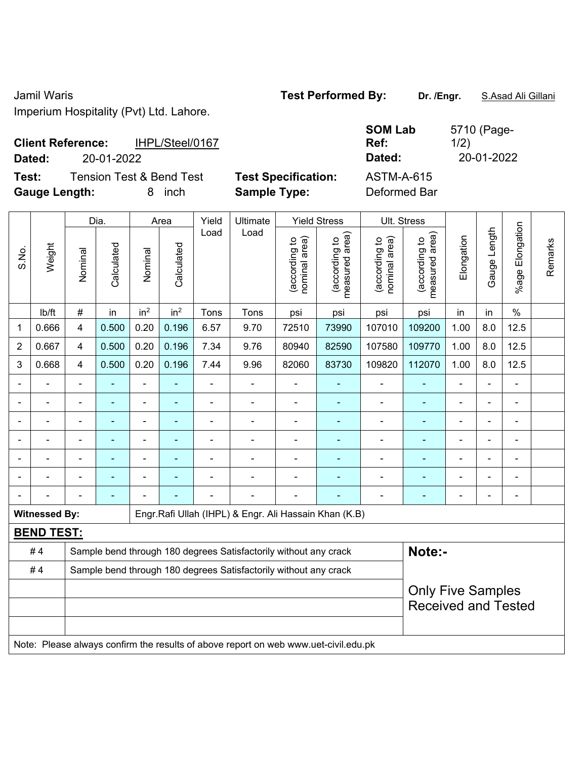Jamil Waris
Imperium Hospitality (Pvt) Ltd. Lahore.

**Test Performed By:** **Dr. /Engr.** S.Asad Ali Gillani

**Client Reference:** IHPL/Steel/0167
**Dated:** 20-01-2022

**SOM Lab Ref:** 5710 (Page-1/2)
**Dated:** 20-01-2022

**Test:** Tension Test & Bend Test
**Gauge Length:** 8 inch

**Test Specification:** ASTM-A-615
**Sample Type:** Deformed Bar

| S.No. | Weight | Dia. | | Area | | Yield Load | Ultimate Load | Yield Stress | | Ult. Stress | | Elongation | Gauge Length | %age Elongation | Remarks |
|---|---|---|---|---|---|---|---|---|---|---|---|---|---|---|---|
| | | Nominal | Calculated | Nominal | Calculated | | | (according to nominal area) | (according to measured area) | (according to nominal area) | (according to measured area) | | | | |
| | lb/ft | # | in | $in^2$ | $in^2$ | Tons | Tons | psi | psi | psi | psi | in | in | % | |
| 1 | 0.666 | 4 | 0.500 | 0.20 | 0.196 | 6.57 | 9.70 | 72510 | 73990 | 107010 | 109200 | 1.00 | 8.0 | 12.5 | |
| 2 | 0.667 | 4 | 0.500 | 0.20 | 0.196 | 7.34 | 9.76 | 80940 | 82590 | 107580 | 109770 | 1.00 | 8.0 | 12.5 | |
| 3 | 0.668 | 4 | 0.500 | 0.20 | 0.196 | 7.44 | 9.96 | 82060 | 83730 | 109820 | 112070 | 1.00 | 8.0 | 12.5 | |
| - | - | - | - | - | - | - | - | - | - | - | - | - | - | - | |
| - | - | - | - | - | - | - | - | - | - | - | - | - | - | - | |
| - | - | - | - | - | - | - | - | - | - | - | - | - | - | - | |
| - | - | - | - | - | - | - | - | - | - | - | - | - | - | - | |
| - | - | - | - | - | - | - | - | - | - | - | - | - | - | - | |
| - | - | - | - | - | - | - | - | - | - | - | - | - | - | - | |
| - | - | - | - | - | - | - | - | - | - | - | - | - | - | - | |

**Witnessed By:** Engr.Rafi Ullah (IHPL) & Engr. Ali Hassain Khan (K.B)

**BEND TEST:**

| | |
|---|---|
| # 4 | Sample bend through 180 degrees Satisfactorily without any crack |
| # 4 | Sample bend through 180 degrees Satisfactorily without any crack |
| | |
| | |
| | |

**Note:-**

Only Five Samples Received and Tested

Note: Please always confirm the results of above report on web www.uet-civil.edu.pk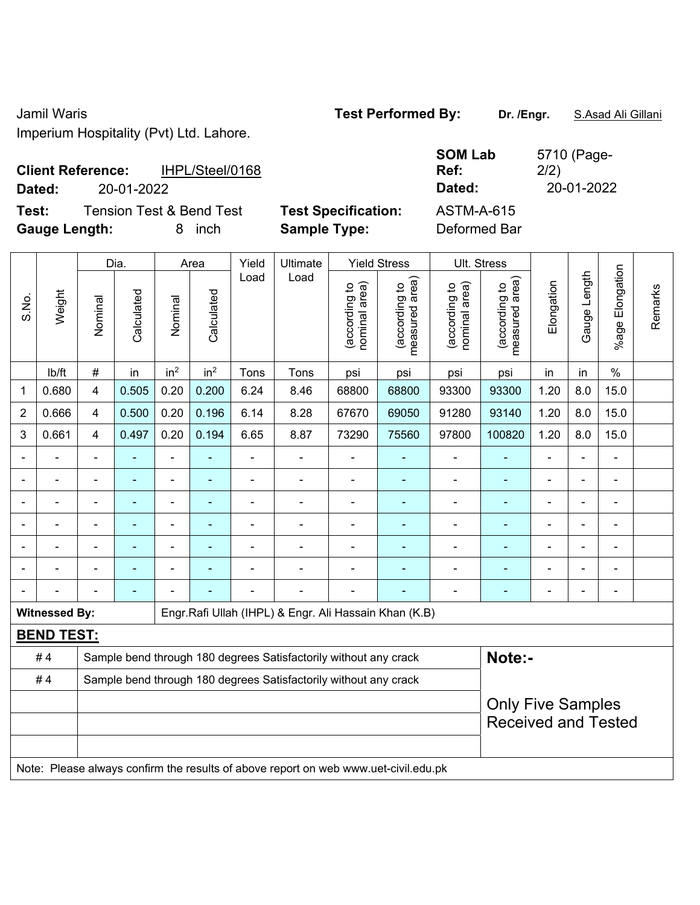Jamil Waris
Imperium Hospitality (Pvt) Ltd. Lahore.

**Test Performed By:** **Dr. /Engr.** S.Asad Ali Gillani

**Client Reference:** IHPL/Steel/0168
**Dated:** 20-01-2022

**SOM Lab Ref:** 5710 (Page-2/2)
**Dated:** 20-01-2022

**Test:** Tension Test & Bend Test
**Gauge Length:** 8 inch

**Test Specification:** ASTM-A-615
**Sample Type:** Deformed Bar

| S.No. | Weight | Dia. | | Area | | Yield Load | Ultimate Load | Yield Stress | | Ult. Stress | | Elongation | Gauge Length | %age Elongation | Remarks |
|---|---|---|---|---|---|---|---|---|---|---|---|---|---|---|---|
| | | Nominal | Calculated | Nominal | Calculated | | | (according to nominal area) | (according to measured area) | (according to nominal area) | (according to measured area) | | | | |
| | lb/ft | # | in | $in^2$ | $in^2$ | Tons | Tons | psi | psi | psi | psi | in | in | % | |
| 1 | 0.680 | 4 | 0.505 | 0.20 | 0.200 | 6.24 | 8.46 | 68800 | 68800 | 93300 | 93300 | 1.20 | 8.0 | 15.0 | |
| 2 | 0.666 | 4 | 0.500 | 0.20 | 0.196 | 6.14 | 8.28 | 67670 | 69050 | 91280 | 93140 | 1.20 | 8.0 | 15.0 | |
| 3 | 0.661 | 4 | 0.497 | 0.20 | 0.194 | 6.65 | 8.87 | 73290 | 75560 | 97800 | 100820 | 1.20 | 8.0 | 15.0 | |
| - | - | - | - | - | - | - | - | - | - | - | - | - | - | - | |
| - | - | - | - | - | - | - | - | - | - | - | - | - | - | - | |
| - | - | - | - | - | - | - | - | - | - | - | - | - | - | - | |
| - | - | - | - | - | - | - | - | - | - | - | - | - | - | - | |
| - | - | - | - | - | - | - | - | - | - | - | - | - | - | - | |
| - | - | - | - | - | - | - | - | - | - | - | - | - | - | - | |
| - | - | - | - | - | - | - | - | - | - | - | - | - | - | - | |

**Witnessed By:** Engr.Rafi Ullah (IHPL) & Engr. Ali Hassain Khan (K.B)

**BEND TEST:**

| | |
|---|---|
| # 4 | Sample bend through 180 degrees Satisfactorily without any crack |
| # 4 | Sample bend through 180 degrees Satisfactorily without any crack |
| | |
| | |
| | |

**Note:-**

Only Five Samples Received and Tested

Note: Please always confirm the results of above report on web www.uet-civil.edu.pk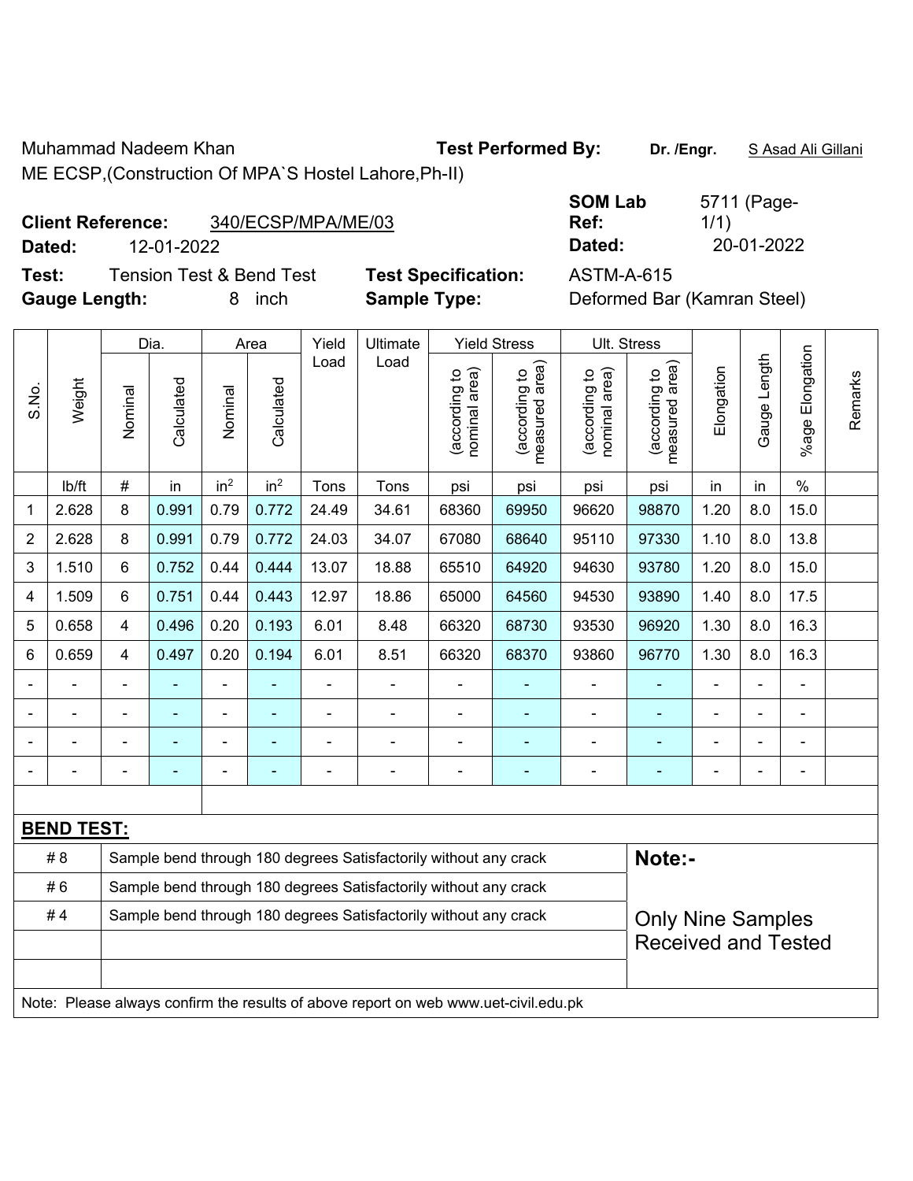Muhammad Nadeem Khan

ME ECSP,(Construction Of MPA`S Hostel Lahore,Ph-II)

**Test Performed By:** **Dr. /Engr.** S Asad Ali Gillani

**Client Reference:** 340/ECSP/MPA/ME/03

**Dated:** 12-01-2022

**SOM Lab Ref:** 5711 (Page-1/1)

**Dated:** 20-01-2022

**Test:** Tension Test & Bend Test

**Test Specification:** ASTM-A-615

**Gauge Length:** 8 inch

**Sample Type:** Deformed Bar (Kamran Steel)

| S.No. | Weight | Dia. | | Area | | Yield Load | Ultimate Load | Yield Stress | | Ult. Stress | | Elongation | Gauge Length | %age Elongation | Remarks |
|---|---|---|---|---|---|---|---|---|---|---|---|---|---|---|---|
| | | Nominal | Calculated | Nominal | Calculated | | | (according to nominal area) | (according to measured area) | (according to nominal area) | (according to measured area) | | | | |
| | lb/ft | # | in | $in^2$ | $in^2$ | Tons | Tons | psi | psi | psi | psi | in | in | % | |
| 1 | 2.628 | 8 | 0.991 | 0.79 | 0.772 | 24.49 | 34.61 | 68360 | 69950 | 96620 | 98870 | 1.20 | 8.0 | 15.0 | |
| 2 | 2.628 | 8 | 0.991 | 0.79 | 0.772 | 24.03 | 34.07 | 67080 | 68640 | 95110 | 97330 | 1.10 | 8.0 | 13.8 | |
| 3 | 1.510 | 6 | 0.752 | 0.44 | 0.444 | 13.07 | 18.88 | 65510 | 64920 | 94630 | 93780 | 1.20 | 8.0 | 15.0 | |
| 4 | 1.509 | 6 | 0.751 | 0.44 | 0.443 | 12.97 | 18.86 | 65000 | 64560 | 94530 | 93890 | 1.40 | 8.0 | 17.5 | |
| 5 | 0.658 | 4 | 0.496 | 0.20 | 0.193 | 6.01 | 8.48 | 66320 | 68730 | 93530 | 96920 | 1.30 | 8.0 | 16.3 | |
| 6 | 0.659 | 4 | 0.497 | 0.20 | 0.194 | 6.01 | 8.51 | 66320 | 68370 | 93860 | 96770 | 1.30 | 8.0 | 16.3 | |
| - | - | - | - | - | - | - | - | - | - | - | - | - | - | - | |
| - | - | - | - | - | - | - | - | - | - | - | - | - | - | - | |
| - | - | - | - | - | - | - | - | - | - | - | - | - | - | - | |
| - | - | - | - | - | - | - | - | - | - | - | - | - | - | - | |

**BEND TEST:**

| | | |
|---|---|---|
| # 8 | Sample bend through 180 degrees Satisfactorily without any crack | **Note:-** |
| # 6 | Sample bend through 180 degrees Satisfactorily without any crack | |
| # 4 | Sample bend through 180 degrees Satisfactorily without any crack | Only Nine Samples Received and Tested |

Note: Please always confirm the results of above report on web www.uet-civil.edu.pk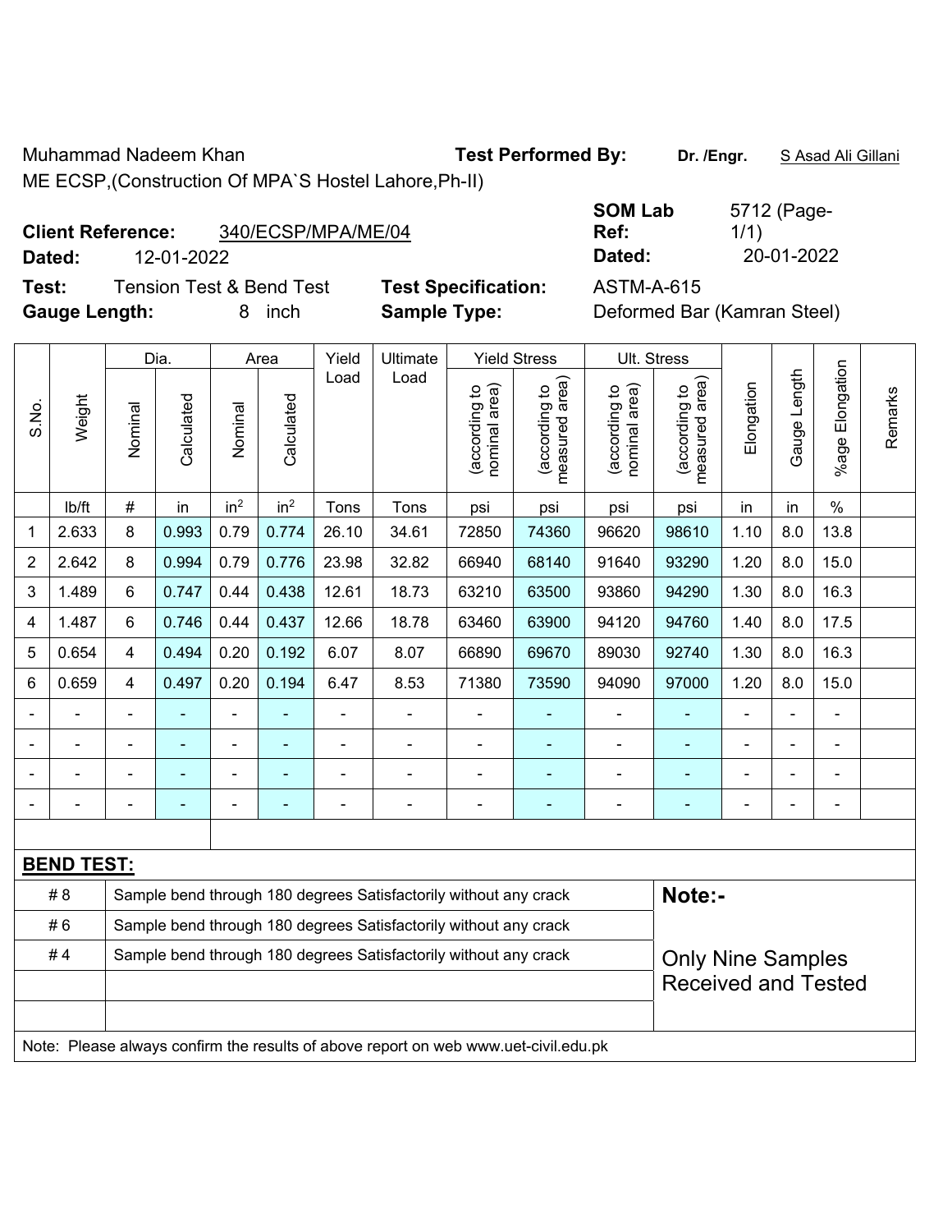Muhammad Nadeem Khan **Test Performed By:** **Dr. /Engr.** S Asad Ali Gillani

ME ECSP,(Construction Of MPA`S Hostel Lahore,Ph-II)

**Client Reference:** 340/ECSP/MPA/ME/04 **SOM Lab Ref:** 5712 (Page-1/1)

**Dated:** 12-01-2022 **Dated:** 20-01-2022

**Test:** Tension Test & Bend Test **Test Specification:** ASTM-A-615

**Gauge Length:** 8 inch **Sample Type:** Deformed Bar (Kamran Steel)

| S.No. | Weight | Dia. | | Area | | Yield Load | Ultimate Load | Yield Stress | | Ult. Stress | | Elongation | Gauge Length | %age Elongation | Remarks |
|---|---|---|---|---|---|---|---|---|---|---|---|---|---|---|---|
| | | Nominal | Calculated | Nominal | Calculated | | | (according to nominal area) | (according to measured area) | (according to nominal area) | (according to measured area) | | | | |
| | lb/ft | # | in | $in^2$ | $in^2$ | Tons | Tons | psi | psi | psi | psi | in | in | % | |
| 1 | 2.633 | 8 | 0.993 | 0.79 | 0.774 | 26.10 | 34.61 | 72850 | 74360 | 96620 | 98610 | 1.10 | 8.0 | 13.8 | |
| 2 | 2.642 | 8 | 0.994 | 0.79 | 0.776 | 23.98 | 32.82 | 66940 | 68140 | 91640 | 93290 | 1.20 | 8.0 | 15.0 | |
| 3 | 1.489 | 6 | 0.747 | 0.44 | 0.438 | 12.61 | 18.73 | 63210 | 63500 | 93860 | 94290 | 1.30 | 8.0 | 16.3 | |
| 4 | 1.487 | 6 | 0.746 | 0.44 | 0.437 | 12.66 | 18.78 | 63460 | 63900 | 94120 | 94760 | 1.40 | 8.0 | 17.5 | |
| 5 | 0.654 | 4 | 0.494 | 0.20 | 0.192 | 6.07 | 8.07 | 66890 | 69670 | 89030 | 92740 | 1.30 | 8.0 | 16.3 | |
| 6 | 0.659 | 4 | 0.497 | 0.20 | 0.194 | 6.47 | 8.53 | 71380 | 73590 | 94090 | 97000 | 1.20 | 8.0 | 15.0 | |
| - | - | - | - | - | - | - | - | - | - | - | - | - | - | - | |
| - | - | - | - | - | - | - | - | - | - | - | - | - | - | - | |
| - | - | - | - | - | - | - | - | - | - | - | - | - | - | - | |
| - | - | - | - | - | - | - | - | - | - | - | - | - | - | - | |

**BEND TEST:**

| | | |
|---|---|---|
| # 8 | Sample bend through 180 degrees Satisfactorily without any crack | **Note:-** |
| # 6 | Sample bend through 180 degrees Satisfactorily without any crack | |
| # 4 | Sample bend through 180 degrees Satisfactorily without any crack | Only Nine Samples Received and Tested |

Note: Please always confirm the results of above report on web www.uet-civil.edu.pk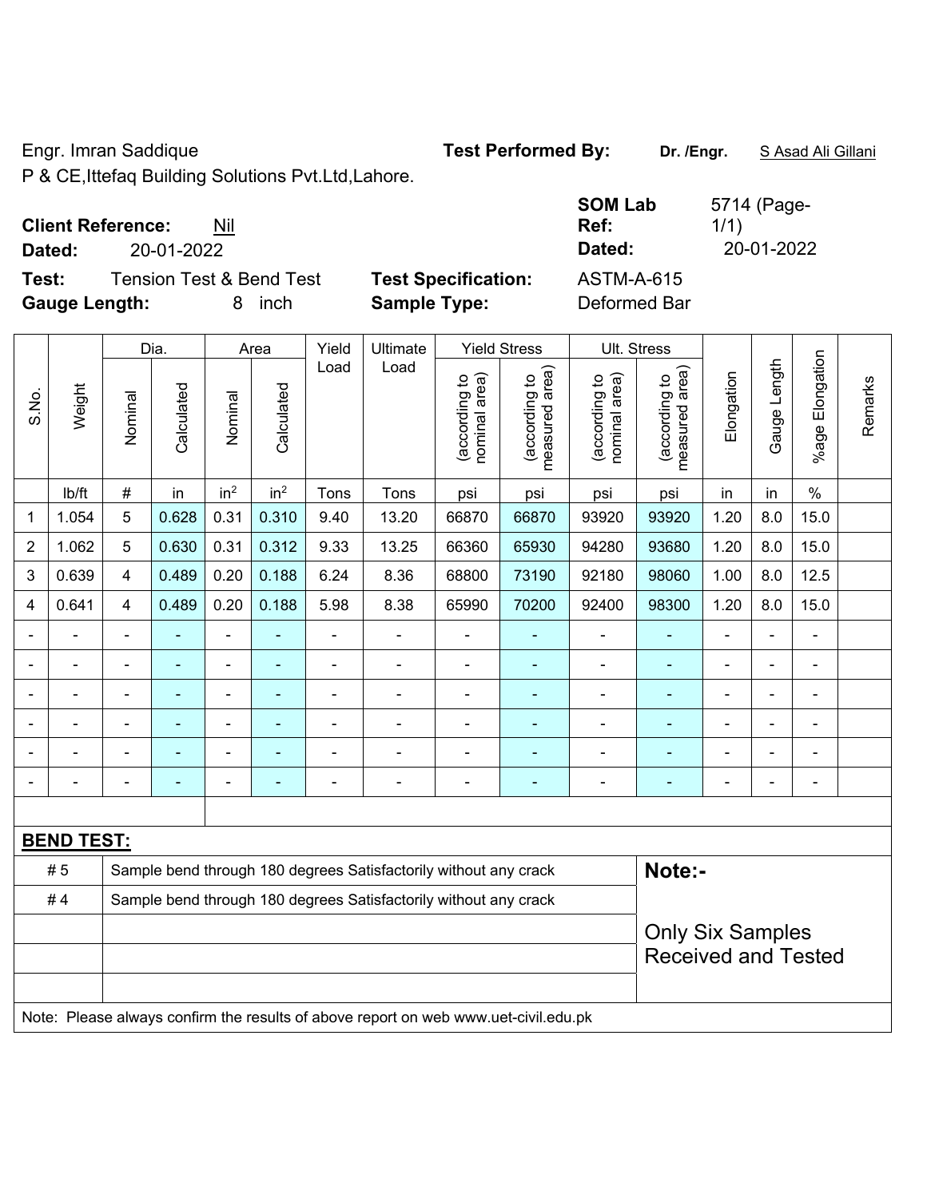Engr. Imran Saddique  
P & CE,Ittefaq Building Solutions Pvt.Ltd,Lahore.

**Test Performed By:** **Dr. /Engr.** S Asad Ali Gillani

**Client Reference:** Nil  
**Dated:** 20-01-2022

**SOM Lab Ref:** 5714 (Page-1/1)  
**Dated:** 20-01-2022

**Test:** Tension Test & Bend Test  
**Gauge Length:** 8 inch

**Test Specification:** ASTM-A-615  
**Sample Type:** Deformed Bar

| S.No. | Weight | Dia. | | Area | | Yield Load | Ultimate Load | Yield Stress | | Ult. Stress | | Elongation | Gauge Length | %age Elongation | Remarks |
|---|---|---|---|---|---|---|---|---|---|---|---|---|---|---|---|
| | | Nominal | Calculated | Nominal | Calculated | | | (according to nominal area) | (according to measured area) | (according to nominal area) | (according to measured area) | | | | |
| | lb/ft | # | in | $in^2$ | $in^2$ | Tons | Tons | psi | psi | psi | psi | in | in | % | |
| 1 | 1.054 | 5 | 0.628 | 0.31 | 0.310 | 9.40 | 13.20 | 66870 | 66870 | 93920 | 93920 | 1.20 | 8.0 | 15.0 | |
| 2 | 1.062 | 5 | 0.630 | 0.31 | 0.312 | 9.33 | 13.25 | 66360 | 65930 | 94280 | 93680 | 1.20 | 8.0 | 15.0 | |
| 3 | 0.639 | 4 | 0.489 | 0.20 | 0.188 | 6.24 | 8.36 | 68800 | 73190 | 92180 | 98060 | 1.00 | 8.0 | 12.5 | |
| 4 | 0.641 | 4 | 0.489 | 0.20 | 0.188 | 5.98 | 8.38 | 65990 | 70200 | 92400 | 98300 | 1.20 | 8.0 | 15.0 | |
| - | - | - | - | - | - | - | - | - | - | - | - | - | - | - | |
| - | - | - | - | - | - | - | - | - | - | - | - | - | - | - | |
| - | - | - | - | - | - | - | - | - | - | - | - | - | - | - | |
| - | - | - | - | - | - | - | - | - | - | - | - | - | - | - | |
| - | - | - | - | - | - | - | - | - | - | - | - | - | - | - | |
| - | - | - | - | - | - | - | - | - | - | - | - | - | - | - | |

**BEND TEST:**

| | | |
|---|---|---|
| # 5 | Sample bend through 180 degrees Satisfactorily without any crack | **Note:-** |
| # 4 | Sample bend through 180 degrees Satisfactorily without any crack | |
| | | Only Six Samples Received and Tested |

Note: Please always confirm the results of above report on web www.uet-civil.edu.pk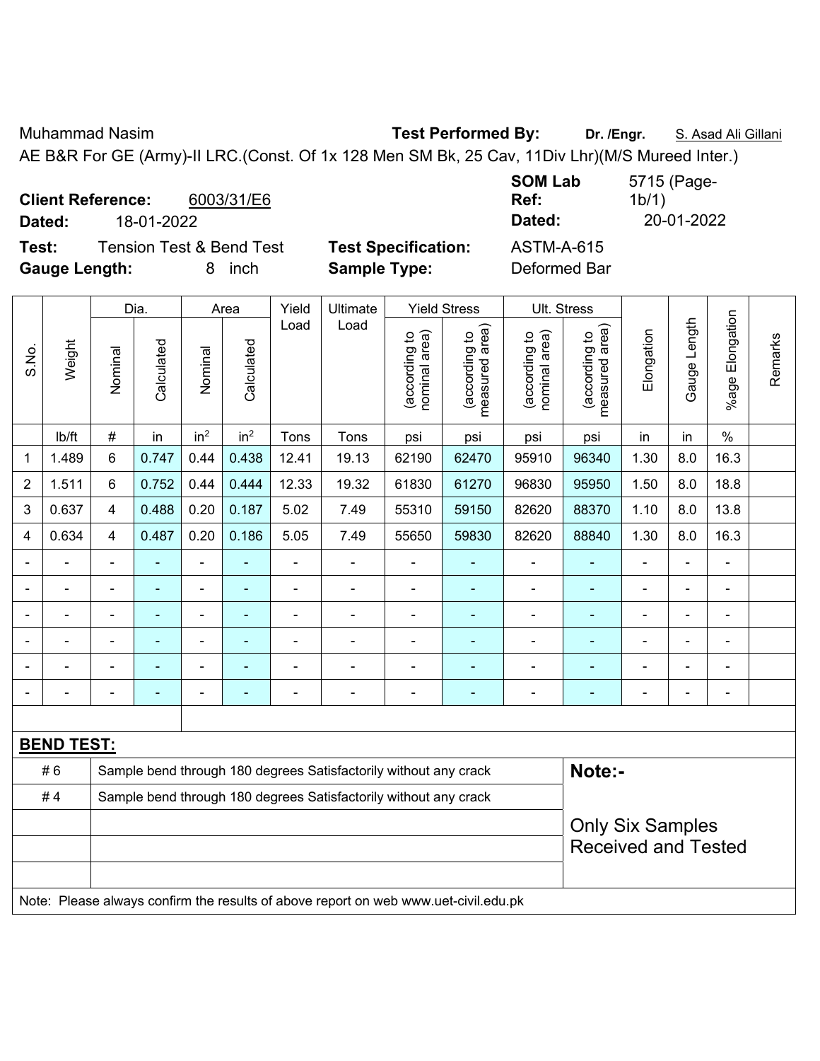Muhammad Nasim **Test Performed By:** **Dr. /Engr.** S. Asad Ali Gillani

AE B&R For GE (Army)-II LRC.(Const. Of 1x 128 Men SM Bk, 25 Cav, 11Div Lhr)(M/S Mureed Inter.)

**Client Reference:** 6003/31/E6 **SOM Lab Ref:** 5715 (Page-1b/1)

**Dated:** 18-01-2022 **Dated:** 20-01-2022

**Test:** Tension Test & Bend Test **Test Specification:** ASTM-A-615

**Gauge Length:** 8 inch **Sample Type:** Deformed Bar

| S.No. | Weight | Dia. | | Area | | Yield Load | Ultimate Load | Yield Stress | | Ult. Stress | | Elongation | Gauge Length | %age Elongation | Remarks |
|---|---|---|---|---|---|---|---|---|---|---|---|---|---|---|---|
| | | Nominal | Calculated | Nominal | Calculated | | | (according to nominal area) | (according to measured area) | (according to nominal area) | (according to measured area) | | | | |
| | lb/ft | # | in | in² | in² | Tons | Tons | psi | psi | psi | psi | in | in | % | |
| 1 | 1.489 | 6 | 0.747 | 0.44 | 0.438 | 12.41 | 19.13 | 62190 | 62470 | 95910 | 96340 | 1.30 | 8.0 | 16.3 | |
| 2 | 1.511 | 6 | 0.752 | 0.44 | 0.444 | 12.33 | 19.32 | 61830 | 61270 | 96830 | 95950 | 1.50 | 8.0 | 18.8 | |
| 3 | 0.637 | 4 | 0.488 | 0.20 | 0.187 | 5.02 | 7.49 | 55310 | 59150 | 82620 | 88370 | 1.10 | 8.0 | 13.8 | |
| 4 | 0.634 | 4 | 0.487 | 0.20 | 0.186 | 5.05 | 7.49 | 55650 | 59830 | 82620 | 88840 | 1.30 | 8.0 | 16.3 | |
| - | - | - | - | - | - | - | - | - | - | - | - | - | - | - | |
| - | - | - | - | - | - | - | - | - | - | - | - | - | - | - | |
| - | - | - | - | - | - | - | - | - | - | - | - | - | - | - | |
| - | - | - | - | - | - | - | - | - | - | - | - | - | - | - | |
| - | - | - | - | - | - | - | - | - | - | - | - | - | - | - | |
| - | - | - | - | - | - | - | - | - | - | - | - | - | - | - | |

**BEND TEST:**

| | | |
|---|---|---|
| # 6 | Sample bend through 180 degrees Satisfactorily without any crack | **Note:-** |
| # 4 | Sample bend through 180 degrees Satisfactorily without any crack | Only Six Samples Received and Tested |

Note: Please always confirm the results of above report on web www.uet-civil.edu.pk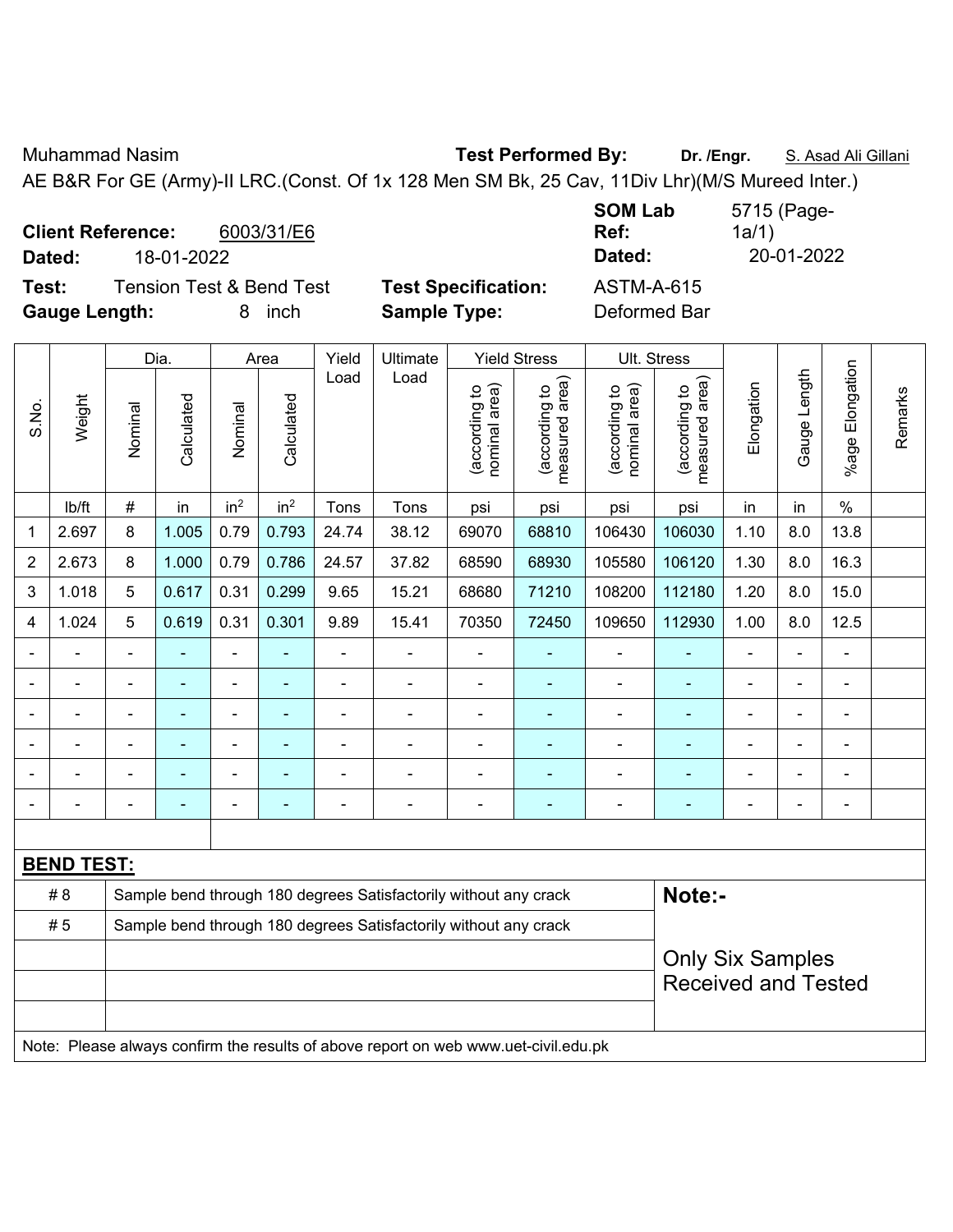Muhammad Nasim **Test Performed By:** **Dr. /Engr.** S. Asad Ali Gillani

AE B&R For GE (Army)-II LRC.(Const. Of 1x 128 Men SM Bk, 25 Cav, 11Div Lhr)(M/S Mureed Inter.)

**Client Reference:** 6003/31/E6 **SOM Lab Ref:** 5715 (Page-1a/1)

**Dated:** 18-01-2022 **Dated:** 20-01-2022

**Test:** Tension Test & Bend Test **Test Specification:** ASTM-A-615

**Gauge Length:** 8 inch **Sample Type:** Deformed Bar

| S.No. | Weight | Dia. | | Area | | Yield Load | Ultimate Load | Yield Stress | | Ult. Stress | | Elongation | Gauge Length | %age Elongation | Remarks |
|---|---|---|---|---|---|---|---|---|---|---|---|---|---|---|---|
| | | Nominal | Calculated | Nominal | Calculated | | | (according to nominal area) | (according to measured area) | (according to nominal area) | (according to measured area) | | | | |
| | lb/ft | # | in | $in^2$ | $in^2$ | Tons | Tons | psi | psi | psi | psi | in | in | % | |
| 1 | 2.697 | 8 | 1.005 | 0.79 | 0.793 | 24.74 | 38.12 | 69070 | 68810 | 106430 | 106030 | 1.10 | 8.0 | 13.8 | |
| 2 | 2.673 | 8 | 1.000 | 0.79 | 0.786 | 24.57 | 37.82 | 68590 | 68930 | 105580 | 106120 | 1.30 | 8.0 | 16.3 | |
| 3 | 1.018 | 5 | 0.617 | 0.31 | 0.299 | 9.65 | 15.21 | 68680 | 71210 | 108200 | 112180 | 1.20 | 8.0 | 15.0 | |
| 4 | 1.024 | 5 | 0.619 | 0.31 | 0.301 | 9.89 | 15.41 | 70350 | 72450 | 109650 | 112930 | 1.00 | 8.0 | 12.5 | |
| - | - | - | - | - | - | - | - | - | - | - | - | - | - | - | |
| - | - | - | - | - | - | - | - | - | - | - | - | - | - | - | |
| - | - | - | - | - | - | - | - | - | - | - | - | - | - | - | |
| - | - | - | - | - | - | - | - | - | - | - | - | - | - | - | |
| - | - | - | - | - | - | - | - | - | - | - | - | - | - | - | |
| - | - | - | - | - | - | - | - | - | - | - | - | - | - | - | |

**BEND TEST:**

| | | |
|---|---|---|
| # 8 | Sample bend through 180 degrees Satisfactorily without any crack | **Note:-** |
| # 5 | Sample bend through 180 degrees Satisfactorily without any crack | Only Six Samples Received and Tested |

Note: Please always confirm the results of above report on web www.uet-civil.edu.pk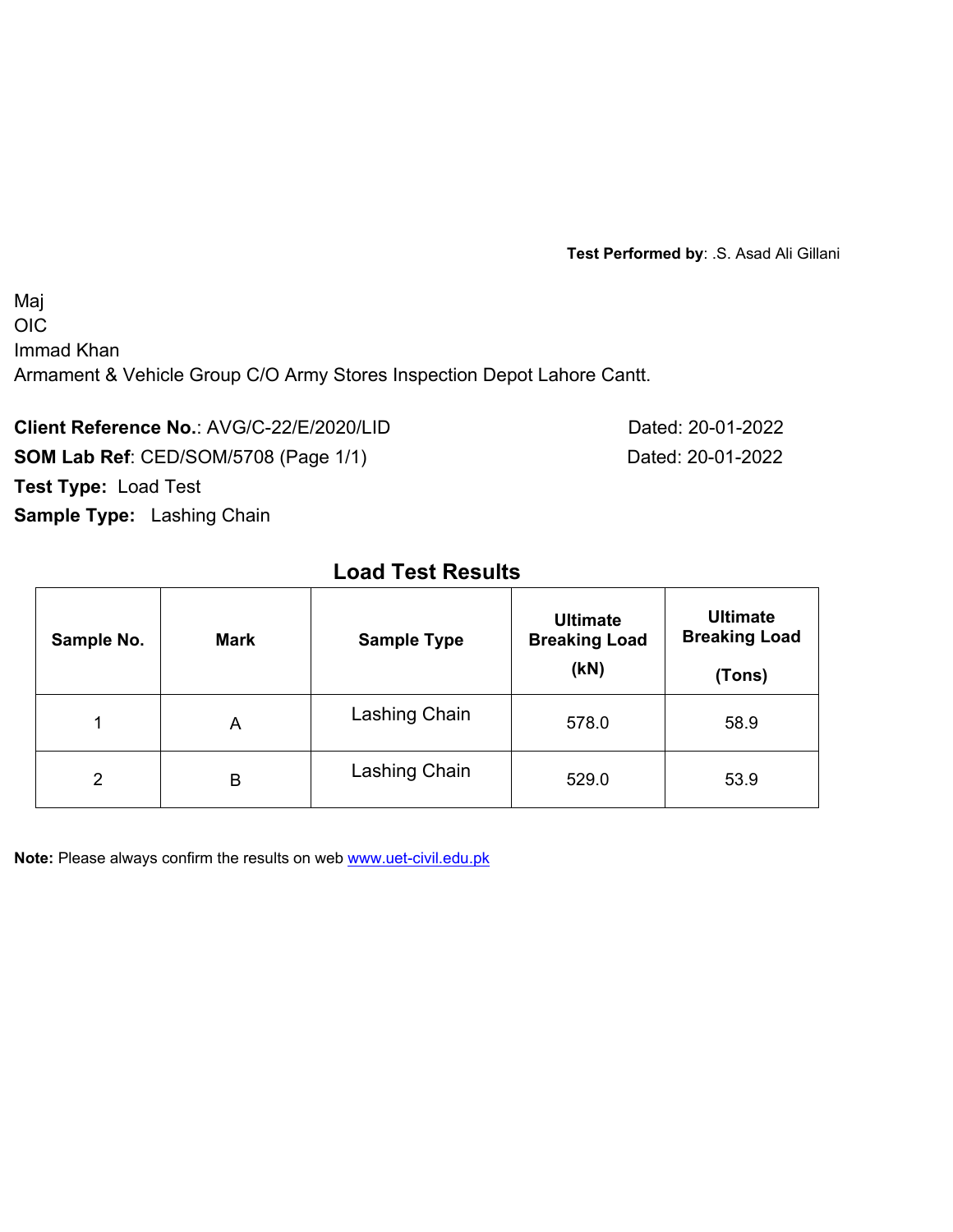**Test Performed by**: .S. Asad Ali Gillani

Maj
OIC
Immad Khan
Armament & Vehicle Group C/O Army Stores Inspection Depot Lahore Cantt.

**Client Reference No.**: AVG/C-22/E/2020/LID Dated: 20-01-2022

**SOM Lab Ref**: CED/SOM/5708 (Page 1/1) Dated: 20-01-2022

**Test Type:** Load Test

**Sample Type:** Lashing Chain

## Load Test Results

| Sample No. | Mark | Sample Type | Ultimate Breaking Load (kN) | Ultimate Breaking Load (Tons) |
|---|---|---|---|---|
| 1 | A | Lashing Chain | 578.0 | 58.9 |
| 2 | B | Lashing Chain | 529.0 | 53.9 |

**Note:** Please always confirm the results on web [www.uet-civil.edu.pk](http://www.uet-civil.edu.pk)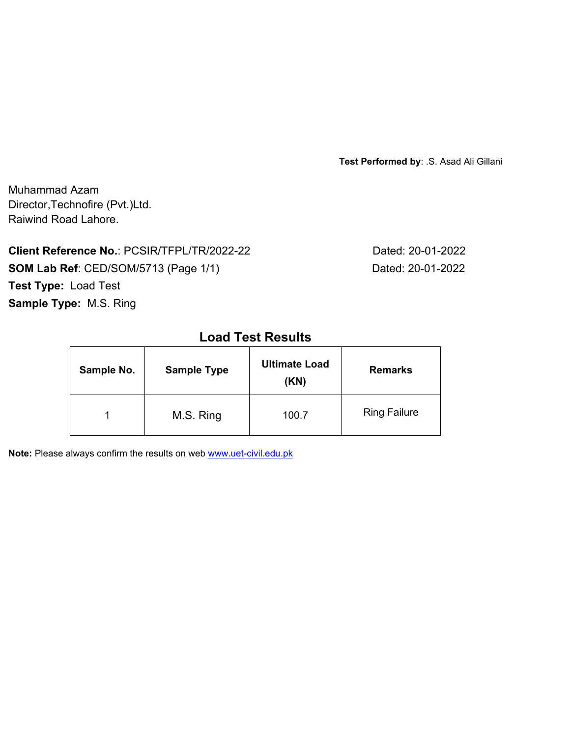**Test Performed by**: .S. Asad Ali Gillani

Muhammad Azam
Director,Technofire (Pvt.)Ltd.
Raiwind Road Lahore.

**Client Reference No.**: PCSIR/TFPL/TR/2022-22 Dated: 20-01-2022
**SOM Lab Ref**: CED/SOM/5713 (Page 1/1) Dated: 20-01-2022
**Test Type:** Load Test
**Sample Type:** M.S. Ring

## Load Test Results

| Sample No. | Sample Type | Ultimate Load (KN) | Remarks |
|---|---|---|---|
| 1 | M.S. Ring | 100.7 | Ring Failure |

**Note:** Please always confirm the results on web www.uet-civil.edu.pk